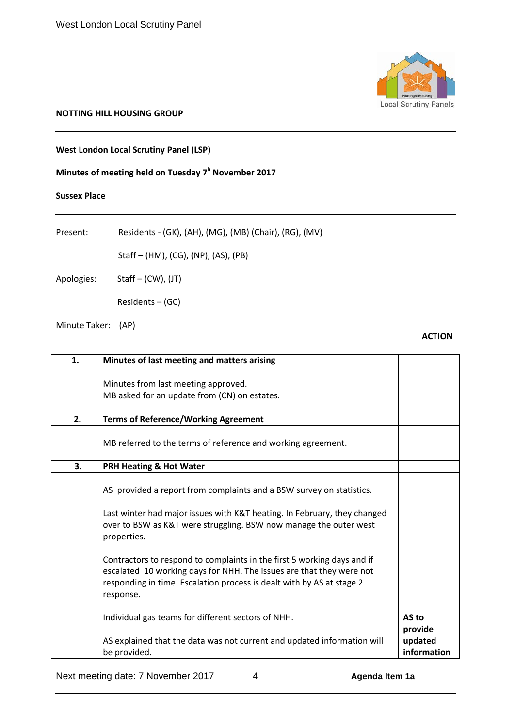**NOTTING HILL HOUSING GROUP**

---

**West London Local Scrutiny Panel (LSP)**

**Minutes of meeting held on Tuesday 7th November 2017**

**Sussex Place**

---

Present: Residents - (GK), (AH), (MG), (MB) (Chair), (RG), (MV)

Staff – (HM), (CG), (NP), (AS), (PB)

Apologies: Staff – (CW), (JT)

Residents – (GC)

Minute Taker: (AP)

| | | **ACTION** |
|---|---|---|
| **1.** | **Minutes of last meeting and matters arising** | |
| | Minutes from last meeting approved.<br>MB asked for an update from (CN) on estates. | |
| **2.** | **Terms of Reference/Working Agreement** | |
| | MB referred to the terms of reference and working agreement. | |
| **3.** | **PRH Heating & Hot Water** | |
| | AS provided a report from complaints and a BSW survey on statistics.<br><br>Last winter had major issues with K&T heating. In February, they changed over to BSW as K&T were struggling. BSW now manage the outer west properties.<br><br>Contractors to respond to complaints in the first 5 working days and if escalated 10 working days for NHH. The issues are that they were not responding in time. Escalation process is dealt with by AS at stage 2 response.<br><br>Individual gas teams for different sectors of NHH.<br><br>AS explained that the data was not current and updated information will be provided. | **AS to provide updated information** |

Next meeting date: 7 November 2017

Agenda Item 1a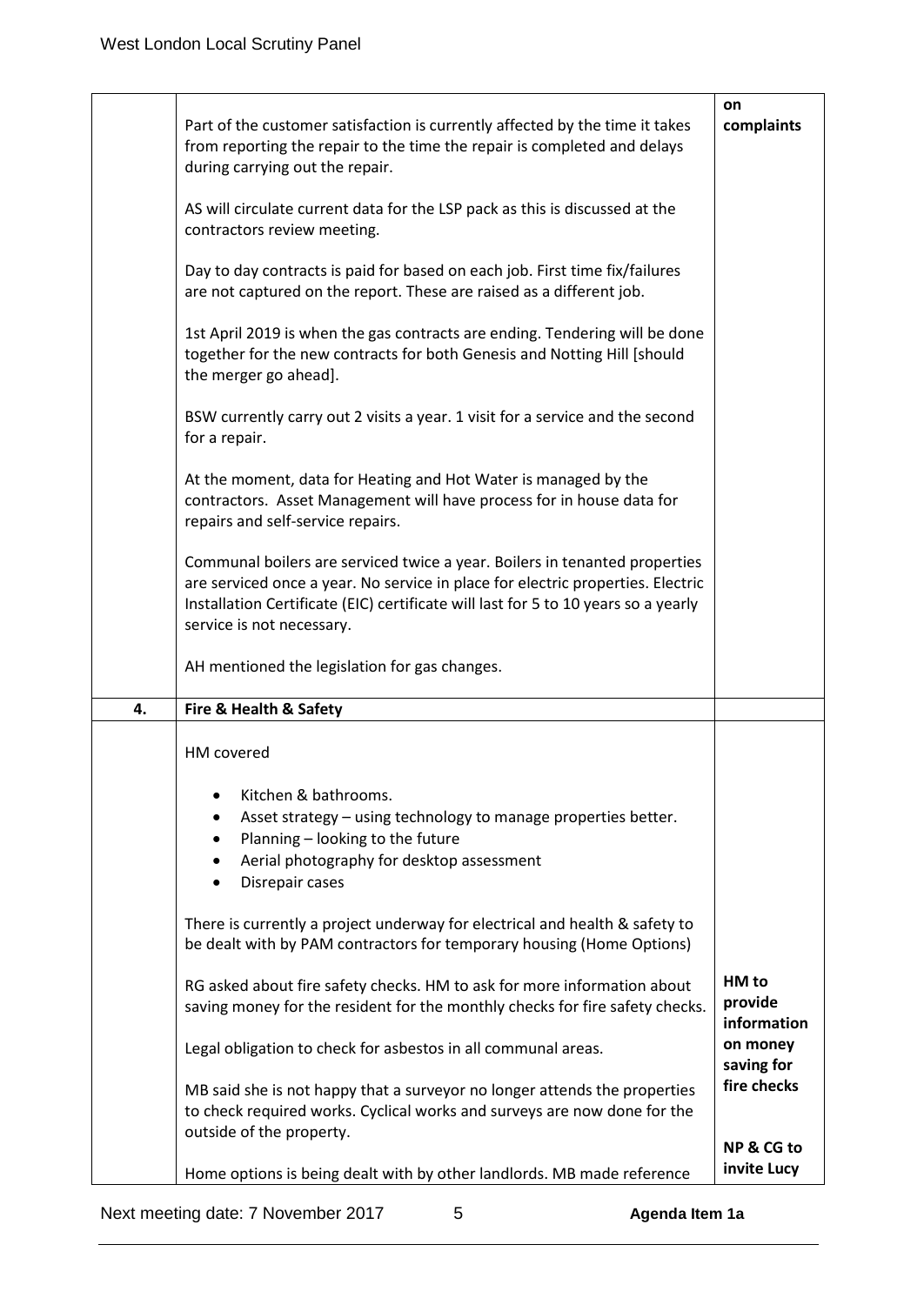| | | |
|---|---|---|
| | Part of the customer satisfaction is currently affected by the time it takes from reporting the repair to the time the repair is completed and delays during carrying out the repair.<br><br>AS will circulate current data for the LSP pack as this is discussed at the contractors review meeting.<br><br>Day to day contracts is paid for based on each job. First time fix/failures are not captured on the report. These are raised as a different job.<br><br>1st April 2019 is when the gas contracts are ending. Tendering will be done together for the new contracts for both Genesis and Notting Hill [should the merger go ahead].<br><br>BSW currently carry out 2 visits a year. 1 visit for a service and the second for a repair.<br><br>At the moment, data for Heating and Hot Water is managed by the contractors. Asset Management will have process for in house data for repairs and self-service repairs.<br><br>Communal boilers are serviced twice a year. Boilers in tenanted properties are serviced once a year. No service in place for electric properties. Electric Installation Certificate (EIC) certificate will last for 5 to 10 years so a yearly service is not necessary.<br><br>AH mentioned the legislation for gas changes. | **on complaints** |
| **4.** | **Fire & Health & Safety** | |
| | HM covered<br><br>• Kitchen & bathrooms.<br>• Asset strategy – using technology to manage properties better.<br>• Planning – looking to the future<br>• Aerial photography for desktop assessment<br>• Disrepair cases<br><br>There is currently a project underway for electrical and health & safety to be dealt with by PAM contractors for temporary housing (Home Options)<br><br>RG asked about fire safety checks. HM to ask for more information about saving money for the resident for the monthly checks for fire safety checks.<br><br>Legal obligation to check for asbestos in all communal areas.<br><br>MB said she is not happy that a surveyor no longer attends the properties to check required works. Cyclical works and surveys are now done for the outside of the property.<br><br>Home options is being dealt with by other landlords. MB made reference | **HM to provide information on money saving for fire checks**<br><br>**NP & CG to invite Lucy** |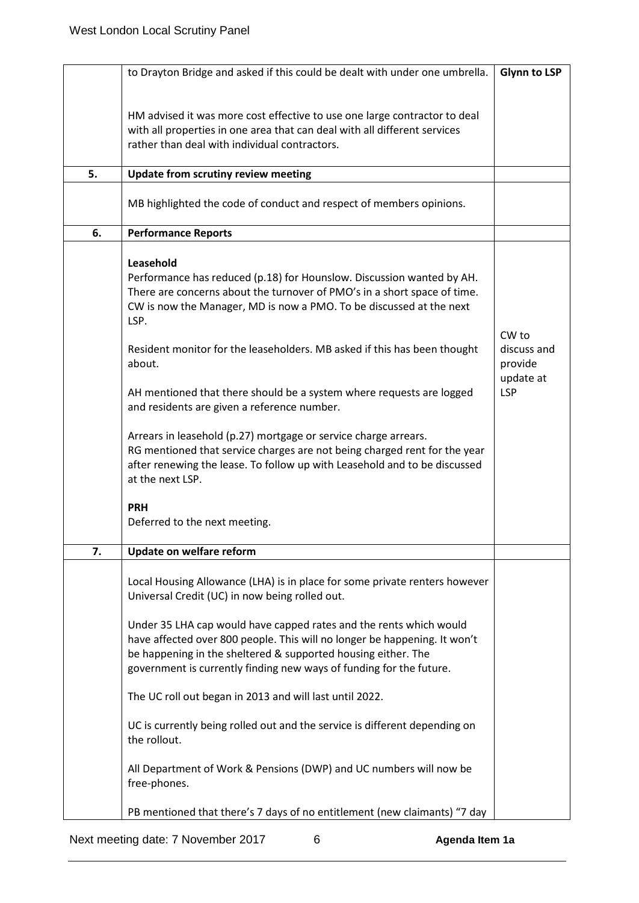| | | |
|---|---|---|
| | to Drayton Bridge and asked if this could be dealt with under one umbrella.<br><br>HM advised it was more cost effective to use one large contractor to deal with all properties in one area that can deal with all different services rather than deal with individual contractors. | **Glynn to LSP** |
| **5.** | **Update from scrutiny review meeting** | |
| | MB highlighted the code of conduct and respect of members opinions. | |
| **6.** | **Performance Reports** | |
| | **Leasehold**<br>Performance has reduced (p.18) for Hounslow. Discussion wanted by AH. There are concerns about the turnover of PMO's in a short space of time. CW is now the Manager, MD is now a PMO. To be discussed at the next LSP.<br><br>Resident monitor for the leaseholders. MB asked if this has been thought about.<br><br>AH mentioned that there should be a system where requests are logged and residents are given a reference number.<br><br>Arrears in leasehold (p.27) mortgage or service charge arrears.<br>RG mentioned that service charges are not being charged rent for the year after renewing the lease. To follow up with Leasehold and to be discussed at the next LSP.<br><br>**PRH**<br>Deferred to the next meeting. | CW to discuss and provide update at LSP |
| **7.** | **Update on welfare reform** | |
| | Local Housing Allowance (LHA) is in place for some private renters however Universal Credit (UC) in now being rolled out.<br><br>Under 35 LHA cap would have capped rates and the rents which would have affected over 800 people. This will no longer be happening. It won't be happening in the sheltered & supported housing either. The government is currently finding new ways of funding for the future.<br><br>The UC roll out began in 2013 and will last until 2022.<br><br>UC is currently being rolled out and the service is different depending on the rollout.<br><br>All Department of Work & Pensions (DWP) and UC numbers will now be free-phones.<br><br>PB mentioned that there's 7 days of no entitlement (new claimants) "7 day | |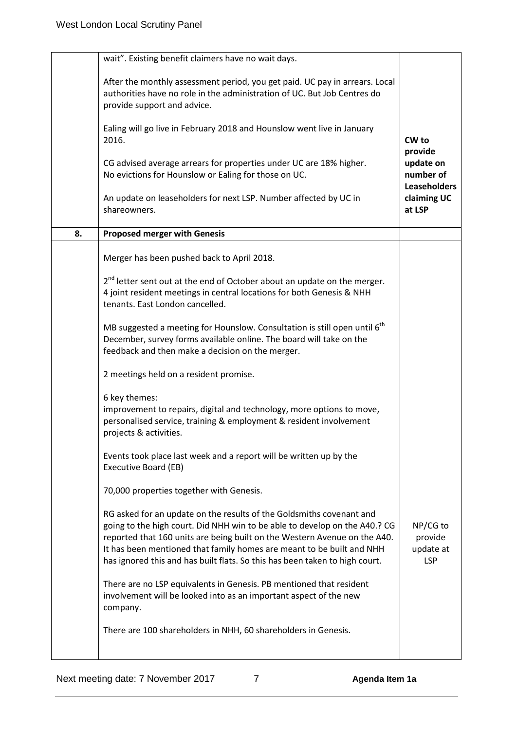| | | |
|---|---|---|
| | wait". Existing benefit claimers have no wait days.<br><br>After the monthly assessment period, you get paid. UC pay in arrears. Local authorities have no role in the administration of UC. But Job Centres do provide support and advice.<br><br>Ealing will go live in February 2018 and Hounslow went live in January 2016.<br><br>CG advised average arrears for properties under UC are 18% higher. No evictions for Hounslow or Ealing for those on UC.<br><br>An update on leaseholders for next LSP. Number affected by UC in shareowners. | **CW to provide update on number of Leaseholders claiming UC at LSP** |
| **8.** | **Proposed merger with Genesis** | |
| | Merger has been pushed back to April 2018.<br><br>2nd letter sent out at the end of October about an update on the merger. 4 joint resident meetings in central locations for both Genesis & NHH tenants. East London cancelled.<br><br>MB suggested a meeting for Hounslow. Consultation is still open until 6th December, survey forms available online. The board will take on the feedback and then make a decision on the merger.<br><br>2 meetings held on a resident promise.<br><br>6 key themes:<br>improvement to repairs, digital and technology, more options to move, personalised service, training & employment & resident involvement projects & activities.<br><br>Events took place last week and a report will be written up by the Executive Board (EB)<br><br>70,000 properties together with Genesis.<br><br>RG asked for an update on the results of the Goldsmiths covenant and going to the high court. Did NHH win to be able to develop on the A40.? CG reported that 160 units are being built on the Western Avenue on the A40. It has been mentioned that family homes are meant to be built and NHH has ignored this and has built flats. So this has been taken to high court.<br><br>There are no LSP equivalents in Genesis. PB mentioned that resident involvement will be looked into as an important aspect of the new company.<br><br>There are 100 shareholders in NHH, 60 shareholders in Genesis. | NP/CG to provide update at LSP |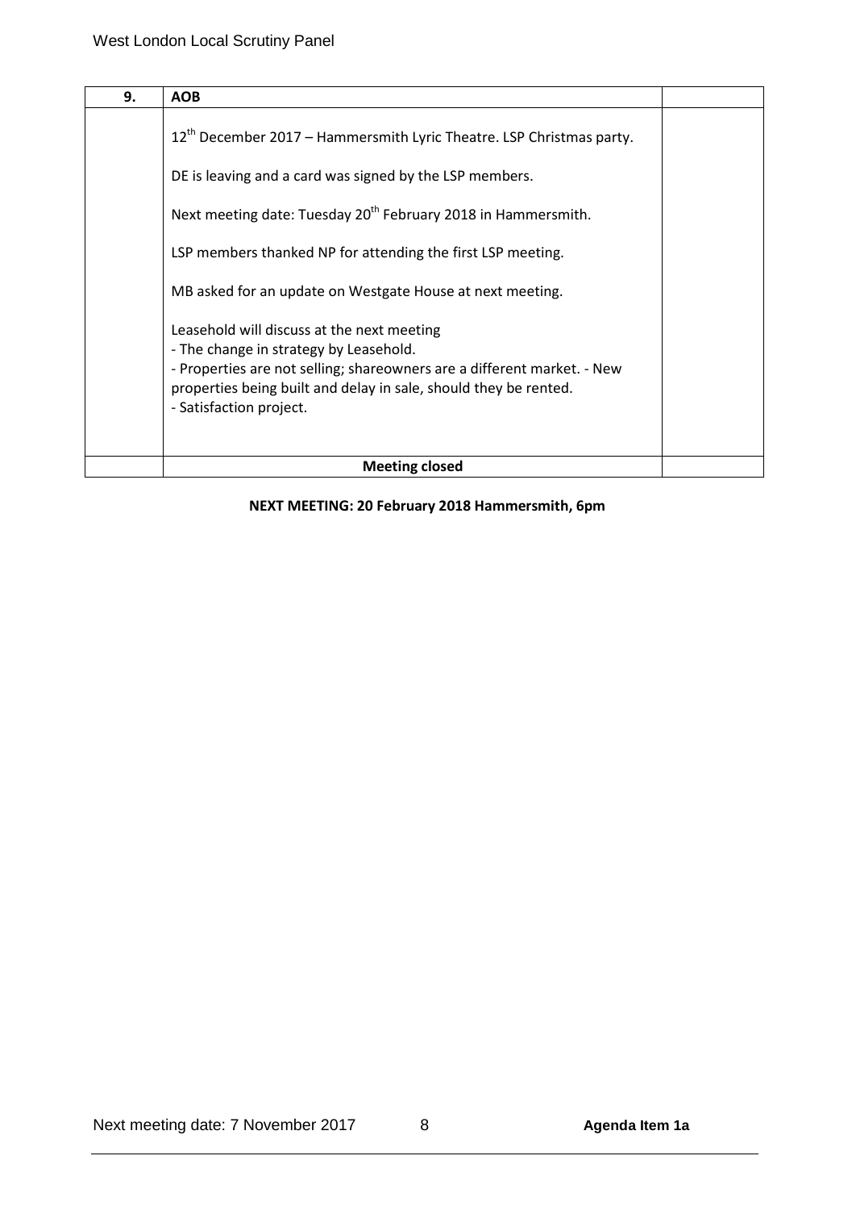| 9. | AOB | |
|---|---|---|
| | 12th December 2017 – Hammersmith Lyric Theatre. LSP Christmas party.<br><br>DE is leaving and a card was signed by the LSP members.<br><br>Next meeting date: Tuesday 20th February 2018 in Hammersmith.<br><br>LSP members thanked NP for attending the first LSP meeting.<br><br>MB asked for an update on Westgate House at next meeting.<br><br>Leasehold will discuss at the next meeting<br>- The change in strategy by Leasehold.<br>- Properties are not selling; shareowners are a different market. - New properties being built and delay in sale, should they be rented.<br>- Satisfaction project. | |
| | **Meeting closed** | |

**NEXT MEETING: 20 February 2018 Hammersmith, 6pm**